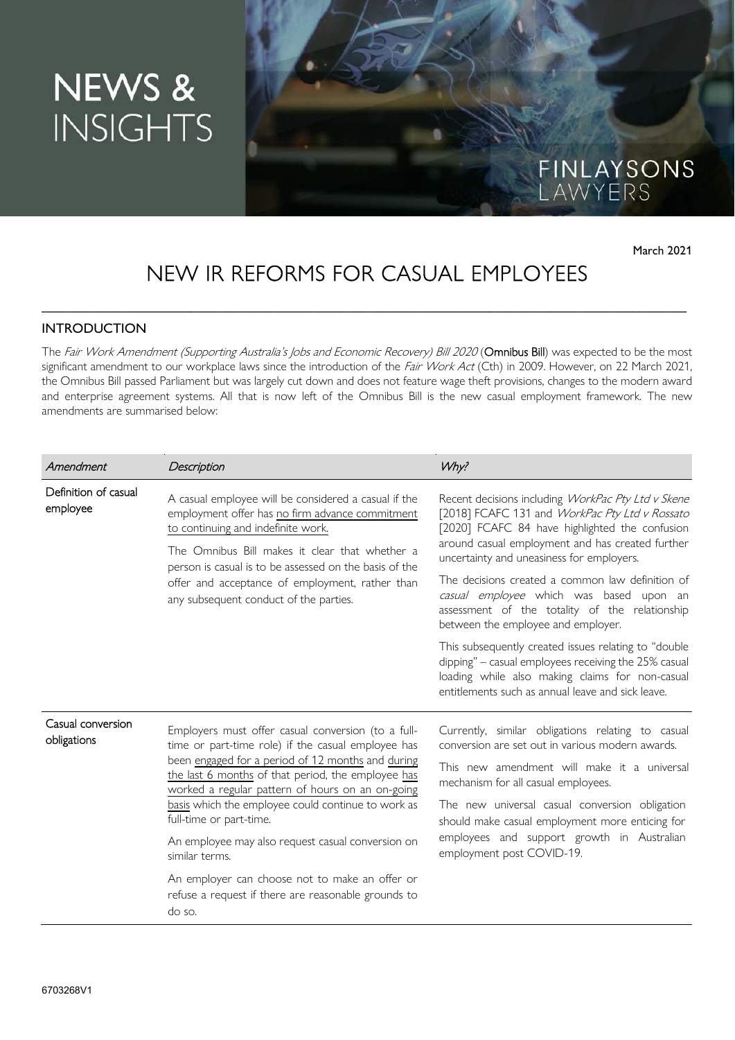# NEWS & INSIGHTS

FINLAYSONS LAWYERS

March 2021

# NEW IR REFORMS FOR CASUAL EMPLOYEES

## INTRODUCTION

The *Fair Work Amendment (Supporting Australia's Jobs and Economic Recovery) Bill 2020* (**Omnibus Bill**) was expected to be the most significant amendment to our workplace laws since the introduction of the *Fair Work Act* (Cth) in 2009. However, on 22 March 2021, the Omnibus Bill passed Parliament but was largely cut down and does not feature wage theft provisions, changes to the modern award and enterprise agreement systems. All that is now left of the Omnibus Bill is the new casual employment framework. The new amendments are summarised below:

| *Amendment* | *Description* | *Why?* |
|---|---|---|
| Definition of casual employee | A casual employee will be considered a casual if the employment offer has <u>no firm advance commitment to continuing and indefinite work.</u><br><br>The Omnibus Bill makes it clear that whether a person is casual is to be assessed on the basis of the offer and acceptance of employment, rather than any subsequent conduct of the parties. | Recent decisions including *WorkPac Pty Ltd v Skene* [2018] FCAFC 131 and *WorkPac Pty Ltd v Rossato* [2020] FCAFC 84 have highlighted the confusion around casual employment and has created further uncertainty and uneasiness for employers.<br><br>The decisions created a common law definition of *casual employee* which was based upon an assessment of the totality of the relationship between the employee and employer.<br><br>This subsequently created issues relating to "double dipping" – casual employees receiving the 25% casual loading while also making claims for non-casual entitlements such as annual leave and sick leave. |
| Casual conversion obligations | Employers must offer casual conversion (to a full-time or part-time role) if the casual employee has been <u>engaged for a period of 12 months</u> and <u>during the last 6 months</u> of that period, the employee <u>has worked a regular pattern of hours on an on-going basis</u> which the employee could continue to work as full-time or part-time.<br><br>An employee may also request casual conversion on similar terms.<br><br>An employer can choose not to make an offer or refuse a request if there are reasonable grounds to do so. | Currently, similar obligations relating to casual conversion are set out in various modern awards.<br><br>This new amendment will make it a universal mechanism for all casual employees.<br><br>The new universal casual conversion obligation should make casual employment more enticing for employees and support growth in Australian employment post COVID-19. |

6703268V1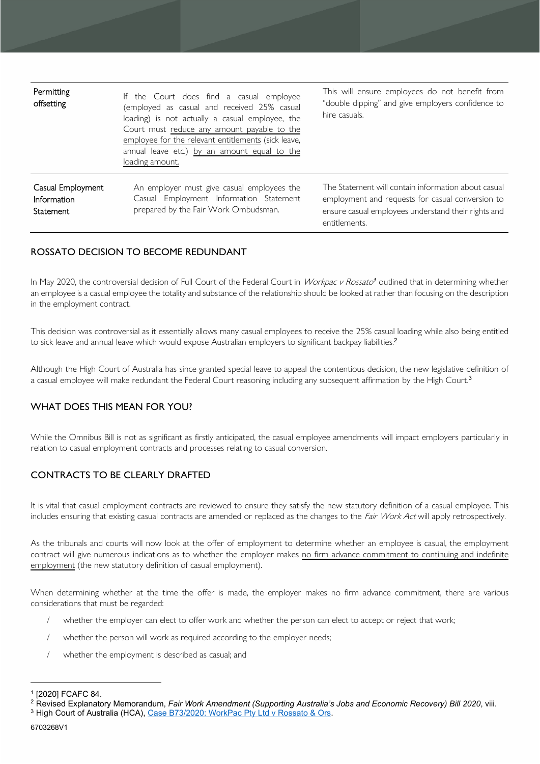| | | |
|---|---|---|
| Permitting offsetting | If the Court does find a casual employee (employed as casual and received 25% casual loading) is not actually a casual employee, the Court must reduce any amount payable to the employee for the relevant entitlements (sick leave, annual leave etc.) by an amount equal to the loading amount. | This will ensure employees do not benefit from "double dipping" and give employers confidence to hire casuals. |
| Casual Employment Information Statement | An employer must give casual employees the Casual Employment Information Statement prepared by the Fair Work Ombudsman. | The Statement will contain information about casual employment and requests for casual conversion to ensure casual employees understand their rights and entitlements. |

## ROSSATO DECISION TO BECOME REDUNDANT

In May 2020, the controversial decision of Full Court of the Federal Court in *Workpac v Rossato*[1] outlined that in determining whether an employee is a casual employee the totality and substance of the relationship should be looked at rather than focusing on the description in the employment contract.

This decision was controversial as it essentially allows many casual employees to receive the 25% casual loading while also being entitled to sick leave and annual leave which would expose Australian employers to significant backpay liabilities.[2]

Although the High Court of Australia has since granted special leave to appeal the contentious decision, the new legislative definition of a casual employee will make redundant the Federal Court reasoning including any subsequent affirmation by the High Court.[3]

## WHAT DOES THIS MEAN FOR YOU?

While the Omnibus Bill is not as significant as firstly anticipated, the casual employee amendments will impact employers particularly in relation to casual employment contracts and processes relating to casual conversion.

## CONTRACTS TO BE CLEARLY DRAFTED

It is vital that casual employment contracts are reviewed to ensure they satisfy the new statutory definition of a casual employee. This includes ensuring that existing casual contracts are amended or replaced as the changes to the *Fair Work Act* will apply retrospectively.

As the tribunals and courts will now look at the offer of employment to determine whether an employee is casual, the employment contract will give numerous indications as to whether the employer makes no firm advance commitment to continuing and indefinite employment (the new statutory definition of casual employment).

When determining whether at the time the offer is made, the employer makes no firm advance commitment, there are various considerations that must be regarded:

- whether the employer can elect to offer work and whether the person can elect to accept or reject that work;
- whether the person will work as required according to the employer needs;
- whether the employment is described as casual; and

---

[1] [2020] FCAFC 84.

[2] Revised Explanatory Memorandum, *Fair Work Amendment (Supporting Australia's Jobs and Economic Recovery) Bill 2020*, viii.

[3] High Court of Australia (HCA), Case B73/2020: WorkPac Pty Ltd v Rossato & Ors.

6703268V1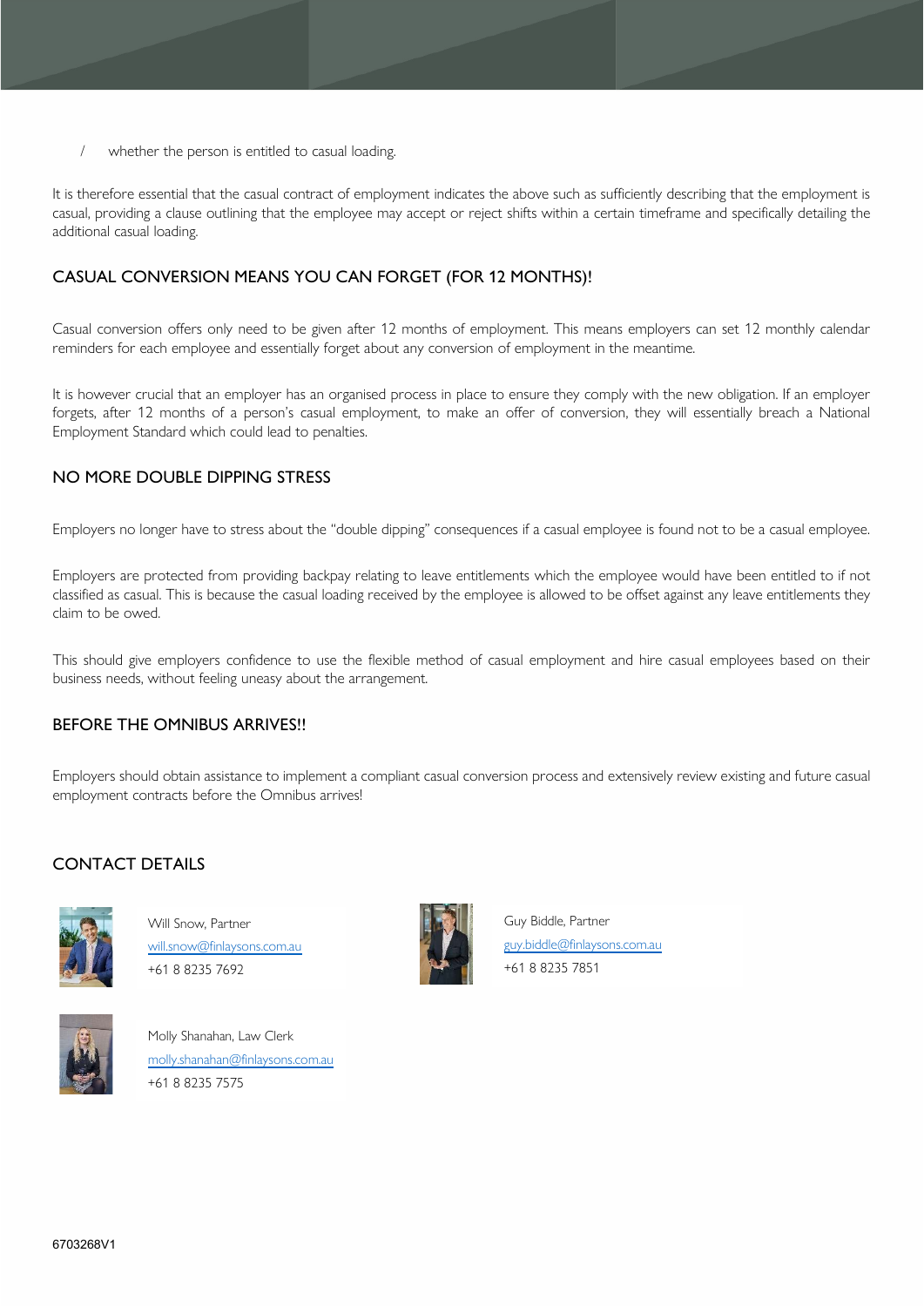- whether the person is entitled to casual loading.

It is therefore essential that the casual contract of employment indicates the above such as sufficiently describing that the employment is casual, providing a clause outlining that the employee may accept or reject shifts within a certain timeframe and specifically detailing the additional casual loading.

## CASUAL CONVERSION MEANS YOU CAN FORGET (FOR 12 MONTHS)!

Casual conversion offers only need to be given after 12 months of employment. This means employers can set 12 monthly calendar reminders for each employee and essentially forget about any conversion of employment in the meantime.

It is however crucial that an employer has an organised process in place to ensure they comply with the new obligation. If an employer forgets, after 12 months of a person's casual employment, to make an offer of conversion, they will essentially breach a National Employment Standard which could lead to penalties.

## NO MORE DOUBLE DIPPING STRESS

Employers no longer have to stress about the "double dipping" consequences if a casual employee is found not to be a casual employee.

Employers are protected from providing backpay relating to leave entitlements which the employee would have been entitled to if not classified as casual. This is because the casual loading received by the employee is allowed to be offset against any leave entitlements they claim to be owed.

This should give employers confidence to use the flexible method of casual employment and hire casual employees based on their business needs, without feeling uneasy about the arrangement.

## BEFORE THE OMNIBUS ARRIVES!!

Employers should obtain assistance to implement a compliant casual conversion process and extensively review existing and future casual employment contracts before the Omnibus arrives!

## CONTACT DETAILS

Will Snow, Partner
will.snow@finlaysons.com.au
+61 8 8235 7692

Guy Biddle, Partner
guy.biddle@finlaysons.com.au
+61 8 8235 7851

Molly Shanahan, Law Clerk
molly.shanahan@finlaysons.com.au
+61 8 8235 7575

6703268V1